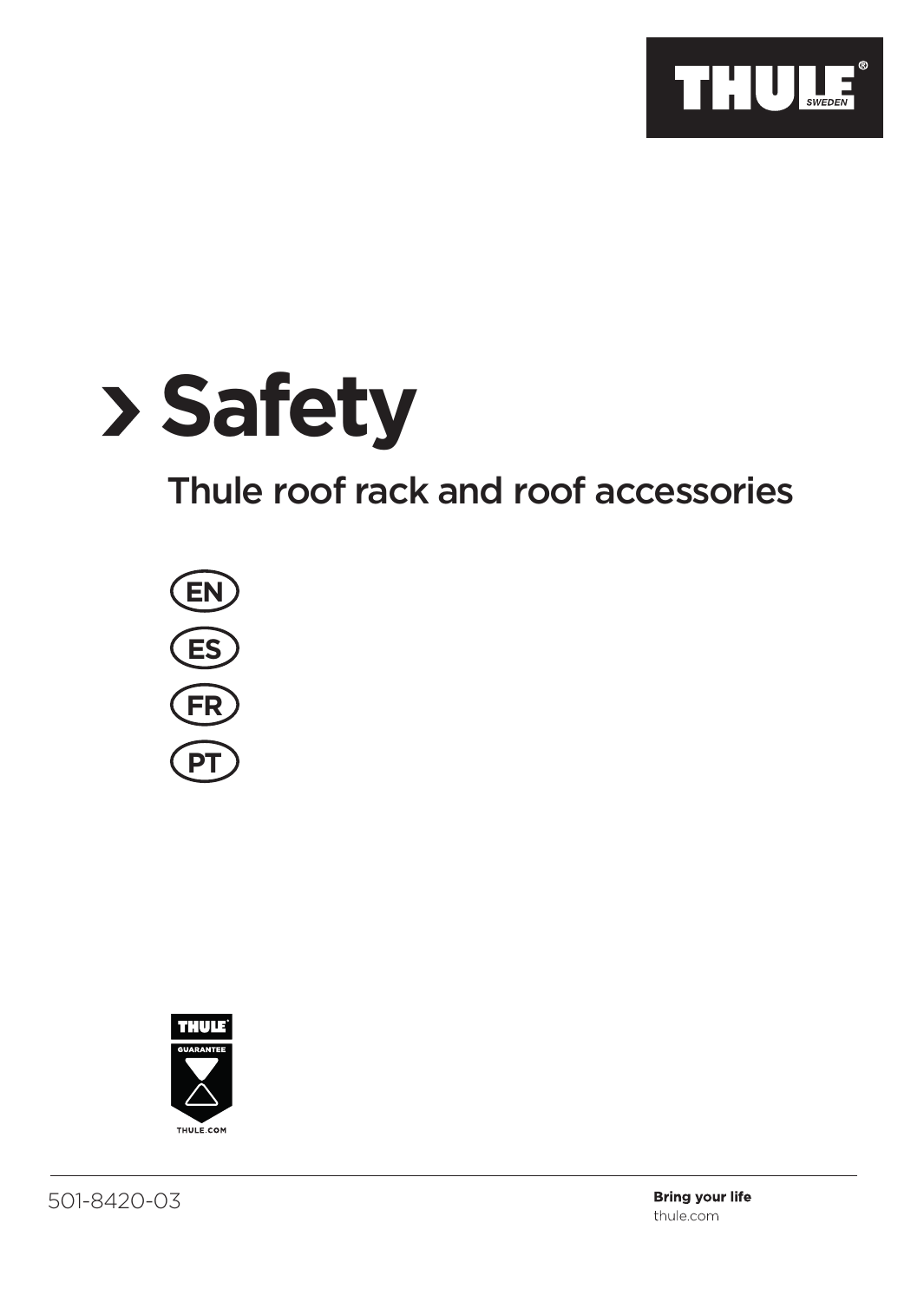# › Safety

## Thule roof rack and roof accessories

EN

ES

FR

PT

501-8420-03

**Bring your life**
thule.com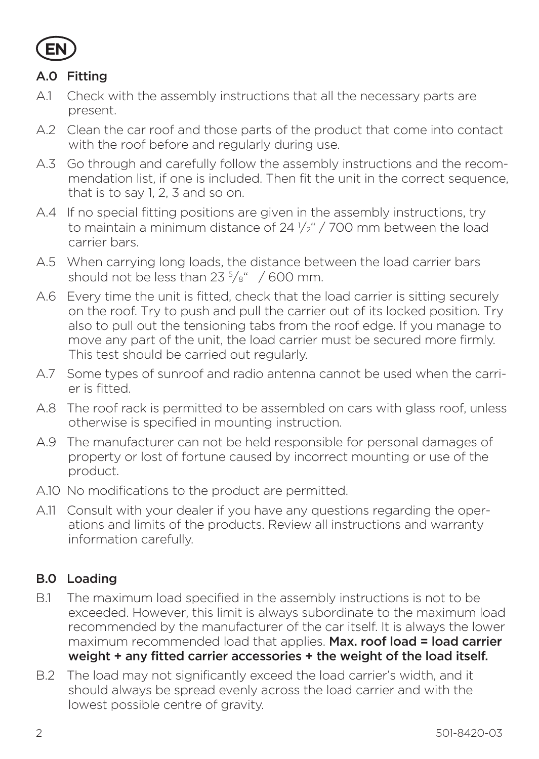EN

## A.0 Fitting

A.1 Check with the assembly instructions that all the necessary parts are present.

A.2 Clean the car roof and those parts of the product that come into contact with the roof before and regularly during use.

A.3 Go through and carefully follow the assembly instructions and the recommendation list, if one is included. Then fit the unit in the correct sequence, that is to say 1, 2, 3 and so on.

A.4 If no special fitting positions are given in the assembly instructions, try to maintain a minimum distance of 24 1/2" / 700 mm between the load carrier bars.

A.5 When carrying long loads, the distance between the load carrier bars should not be less than 23 5/8" / 600 mm.

A.6 Every time the unit is fitted, check that the load carrier is sitting securely on the roof. Try to push and pull the carrier out of its locked position. Try also to pull out the tensioning tabs from the roof edge. If you manage to move any part of the unit, the load carrier must be secured more firmly. This test should be carried out regularly.

A.7 Some types of sunroof and radio antenna cannot be used when the carrier is fitted.

A.8 The roof rack is permitted to be assembled on cars with glass roof, unless otherwise is specified in mounting instruction.

A.9 The manufacturer can not be held responsible for personal damages of property or lost of fortune caused by incorrect mounting or use of the product.

A.10 No modifications to the product are permitted.

A.11 Consult with your dealer if you have any questions regarding the operations and limits of the products. Review all instructions and warranty information carefully.

## B.0 Loading

B.1 The maximum load specified in the assembly instructions is not to be exceeded. However, this limit is always subordinate to the maximum load recommended by the manufacturer of the car itself. It is always the lower maximum recommended load that applies. **Max. roof load = load carrier weight + any fitted carrier accessories + the weight of the load itself.**

B.2 The load may not significantly exceed the load carrier's width, and it should always be spread evenly across the load carrier and with the lowest possible centre of gravity.

501-8420-03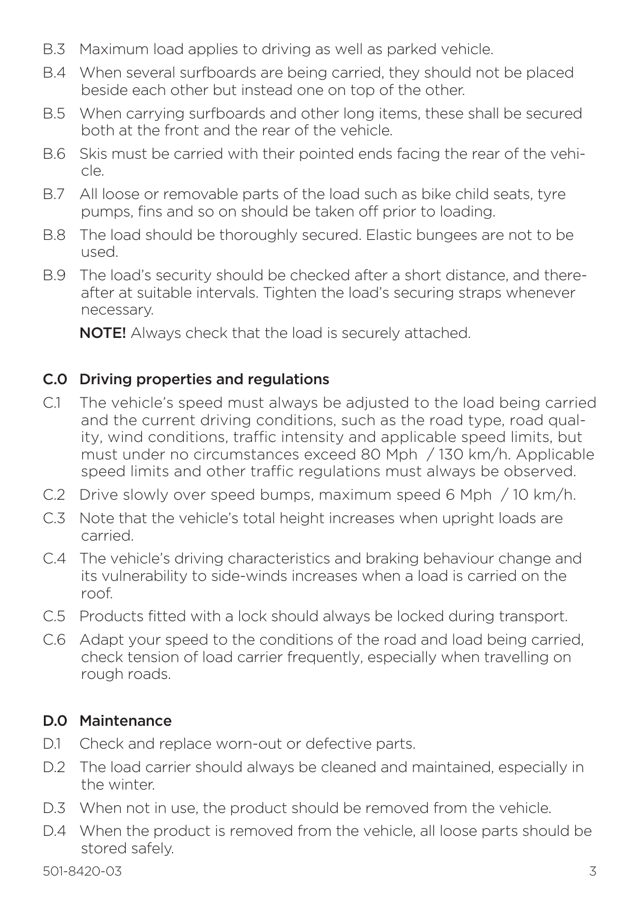B.3 Maximum load applies to driving as well as parked vehicle.

B.4 When several surfboards are being carried, they should not be placed beside each other but instead one on top of the other.

B.5 When carrying surfboards and other long items, these shall be secured both at the front and the rear of the vehicle.

B.6 Skis must be carried with their pointed ends facing the rear of the vehicle.

B.7 All loose or removable parts of the load such as bike child seats, tyre pumps, fins and so on should be taken off prior to loading.

B.8 The load should be thoroughly secured. Elastic bungees are not to be used.

B.9 The load's security should be checked after a short distance, and thereafter at suitable intervals. Tighten the load's securing straps whenever necessary.

**NOTE!** Always check that the load is securely attached.

## C.0 Driving properties and regulations

C.1 The vehicle's speed must always be adjusted to the load being carried and the current driving conditions, such as the road type, road quality, wind conditions, traffic intensity and applicable speed limits, but must under no circumstances exceed 80 Mph / 130 km/h. Applicable speed limits and other traffic regulations must always be observed.

C.2 Drive slowly over speed bumps, maximum speed 6 Mph / 10 km/h.

C.3 Note that the vehicle's total height increases when upright loads are carried.

C.4 The vehicle's driving characteristics and braking behaviour change and its vulnerability to side-winds increases when a load is carried on the roof.

C.5 Products fitted with a lock should always be locked during transport.

C.6 Adapt your speed to the conditions of the road and load being carried, check tension of load carrier frequently, especially when travelling on rough roads.

## D.0 Maintenance

D.1 Check and replace worn-out or defective parts.

D.2 The load carrier should always be cleaned and maintained, especially in the winter.

D.3 When not in use, the product should be removed from the vehicle.

D.4 When the product is removed from the vehicle, all loose parts should be stored safely.

501-8420-03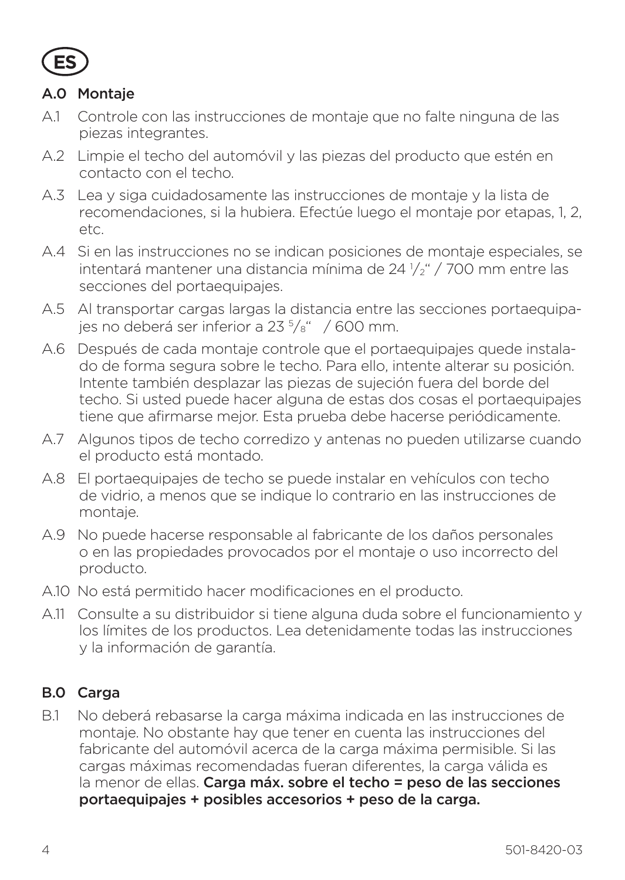**ES**

## A.0 Montaje

A.1 Controle con las instrucciones de montaje que no falte ninguna de las piezas integrantes.

A.2 Limpie el techo del automóvil y las piezas del producto que estén en contacto con el techo.

A.3 Lea y siga cuidadosamente las instrucciones de montaje y la lista de recomendaciones, si la hubiera. Efectúe luego el montaje por etapas, 1, 2, etc.

A.4 Si en las instrucciones no se indican posiciones de montaje especiales, se intentará mantener una distancia mínima de 24 ½" / 700 mm entre las secciones del portaequipajes.

A.5 Al transportar cargas largas la distancia entre las secciones portaequipajes no deberá ser inferior a 23 ⅝" / 600 mm.

A.6 Después de cada montaje controle que el portaequipajes quede instalado de forma segura sobre le techo. Para ello, intente alterar su posición. Intente también desplazar las piezas de sujeción fuera del borde del techo. Si usted puede hacer alguna de estas dos cosas el portaequipajes tiene que afirmarse mejor. Esta prueba debe hacerse periódicamente.

A.7 Algunos tipos de techo corredizo y antenas no pueden utilizarse cuando el producto está montado.

A.8 El portaequipajes de techo se puede instalar en vehículos con techo de vidrio, a menos que se indique lo contrario en las instrucciones de montaje.

A.9 No puede hacerse responsable al fabricante de los daños personales o en las propiedades provocados por el montaje o uso incorrecto del producto.

A.10 No está permitido hacer modificaciones en el producto.

A.11 Consulte a su distribuidor si tiene alguna duda sobre el funcionamiento y los límites de los productos. Lea detenidamente todas las instrucciones y la información de garantía.

## B.0 Carga

B.1 No deberá rebasarse la carga máxima indicada en las instrucciones de montaje. No obstante hay que tener en cuenta las instrucciones del fabricante del automóvil acerca de la carga máxima permisible. Si las cargas máximas recomendadas fueran diferentes, la carga válida es la menor de ellas. **Carga máx. sobre el techo = peso de las secciones portaequipajes + posibles accesorios + peso de la carga.**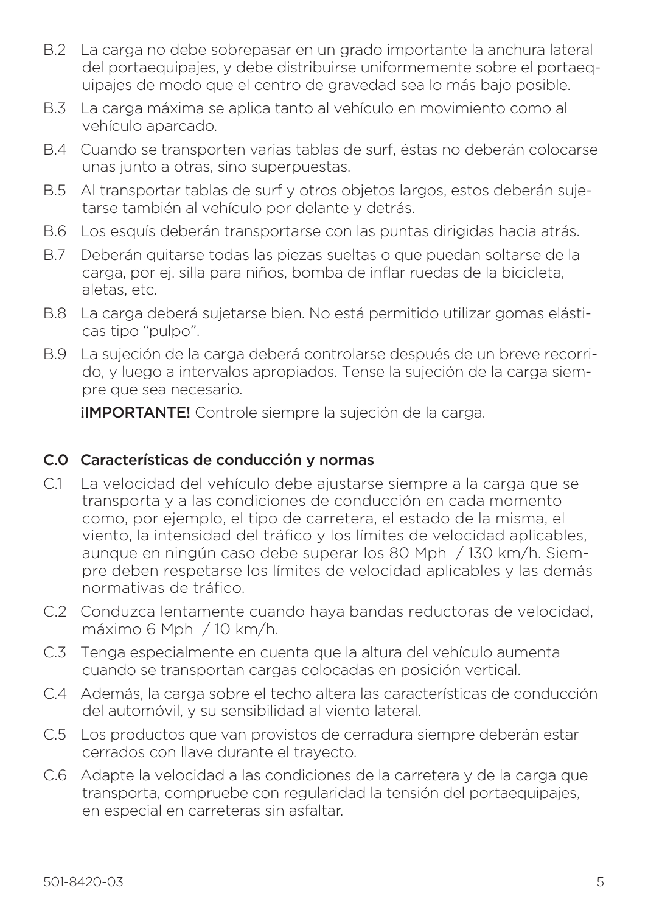B.2 La carga no debe sobrepasar en un grado importante la anchura lateral del portaequipajes, y debe distribuirse uniformemente sobre el portaequipajes de modo que el centro de gravedad sea lo más bajo posible.

B.3 La carga máxima se aplica tanto al vehículo en movimiento como al vehículo aparcado.

B.4 Cuando se transporten varias tablas de surf, éstas no deberán colocarse unas junto a otras, sino superpuestas.

B.5 Al transportar tablas de surf y otros objetos largos, estos deberán sujetarse también al vehículo por delante y detrás.

B.6 Los esquís deberán transportarse con las puntas dirigidas hacia atrás.

B.7 Deberán quitarse todas las piezas sueltas o que puedan soltarse de la carga, por ej. silla para niños, bomba de inflar ruedas de la bicicleta, aletas, etc.

B.8 La carga deberá sujetarse bien. No está permitido utilizar gomas elásticas tipo "pulpo".

B.9 La sujeción de la carga deberá controlarse después de un breve recorrido, y luego a intervalos apropiados. Tense la sujeción de la carga siempre que sea necesario.

**¡IMPORTANTE!** Controle siempre la sujeción de la carga.

## C.0 Características de conducción y normas

C.1 La velocidad del vehículo debe ajustarse siempre a la carga que se transporta y a las condiciones de conducción en cada momento como, por ejemplo, el tipo de carretera, el estado de la misma, el viento, la intensidad del tráfico y los límites de velocidad aplicables, aunque en ningún caso debe superar los 80 Mph / 130 km/h. Siempre deben respetarse los límites de velocidad aplicables y las demás normativas de tráfico.

C.2 Conduzca lentamente cuando haya bandas reductoras de velocidad, máximo 6 Mph / 10 km/h.

C.3 Tenga especialmente en cuenta que la altura del vehículo aumenta cuando se transportan cargas colocadas en posición vertical.

C.4 Además, la carga sobre el techo altera las características de conducción del automóvil, y su sensibilidad al viento lateral.

C.5 Los productos que van provistos de cerradura siempre deberán estar cerrados con llave durante el trayecto.

C.6 Adapte la velocidad a las condiciones de la carretera y de la carga que transporta, compruebe con regularidad la tensión del portaequipajes, en especial en carreteras sin asfaltar.

501-8420-03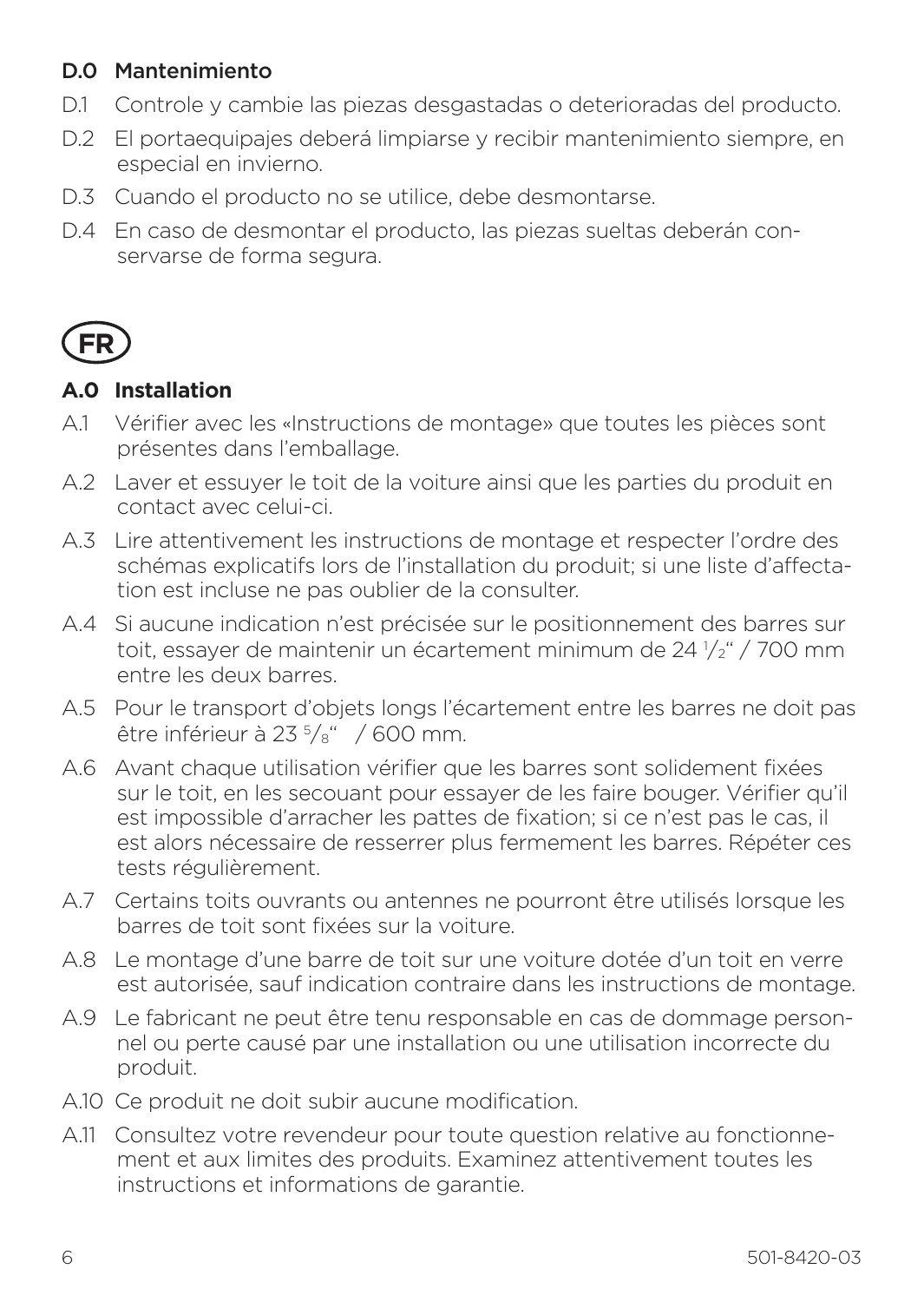## D.0 Mantenimiento

D.1 Controle y cambie las piezas desgastadas o deterioradas del producto.

D.2 El portaequipajes deberá limpiarse y recibir mantenimiento siempre, en especial en invierno.

D.3 Cuando el producto no se utilice, debe desmontarse.

D.4 En caso de desmontar el producto, las piezas sueltas deberán conservarse de forma segura.

# FR

## A.0 Installation

A.1 Vérifier avec les «Instructions de montage» que toutes les pièces sont présentes dans l'emballage.

A.2 Laver et essuyer le toit de la voiture ainsi que les parties du produit en contact avec celui-ci.

A.3 Lire attentivement les instructions de montage et respecter l'ordre des schémas explicatifs lors de l'installation du produit; si une liste d'affectation est incluse ne pas oublier de la consulter.

A.4 Si aucune indication n'est précisée sur le positionnement des barres sur toit, essayer de maintenir un écartement minimum de 24 $^1/_2$" / 700 mm entre les deux barres.

A.5 Pour le transport d'objets longs l'écartement entre les barres ne doit pas être inférieur à 23 $^5/_8$" / 600 mm.

A.6 Avant chaque utilisation vérifier que les barres sont solidement fixées sur le toit, en les secouant pour essayer de les faire bouger. Vérifier qu'il est impossible d'arracher les pattes de fixation; si ce n'est pas le cas, il est alors nécessaire de resserrer plus fermement les barres. Répéter ces tests régulièrement.

A.7 Certains toits ouvrants ou antennes ne pourront être utilisés lorsque les barres de toit sont fixées sur la voiture.

A.8 Le montage d'une barre de toit sur une voiture dotée d'un toit en verre est autorisée, sauf indication contraire dans les instructions de montage.

A.9 Le fabricant ne peut être tenu responsable en cas de dommage personnel ou perte causé par une installation ou une utilisation incorrecte du produit.

A.10 Ce produit ne doit subir aucune modification.

A.11 Consultez votre revendeur pour toute question relative au fonctionnement et aux limites des produits. Examinez attentivement toutes les instructions et informations de garantie.

501-8420-03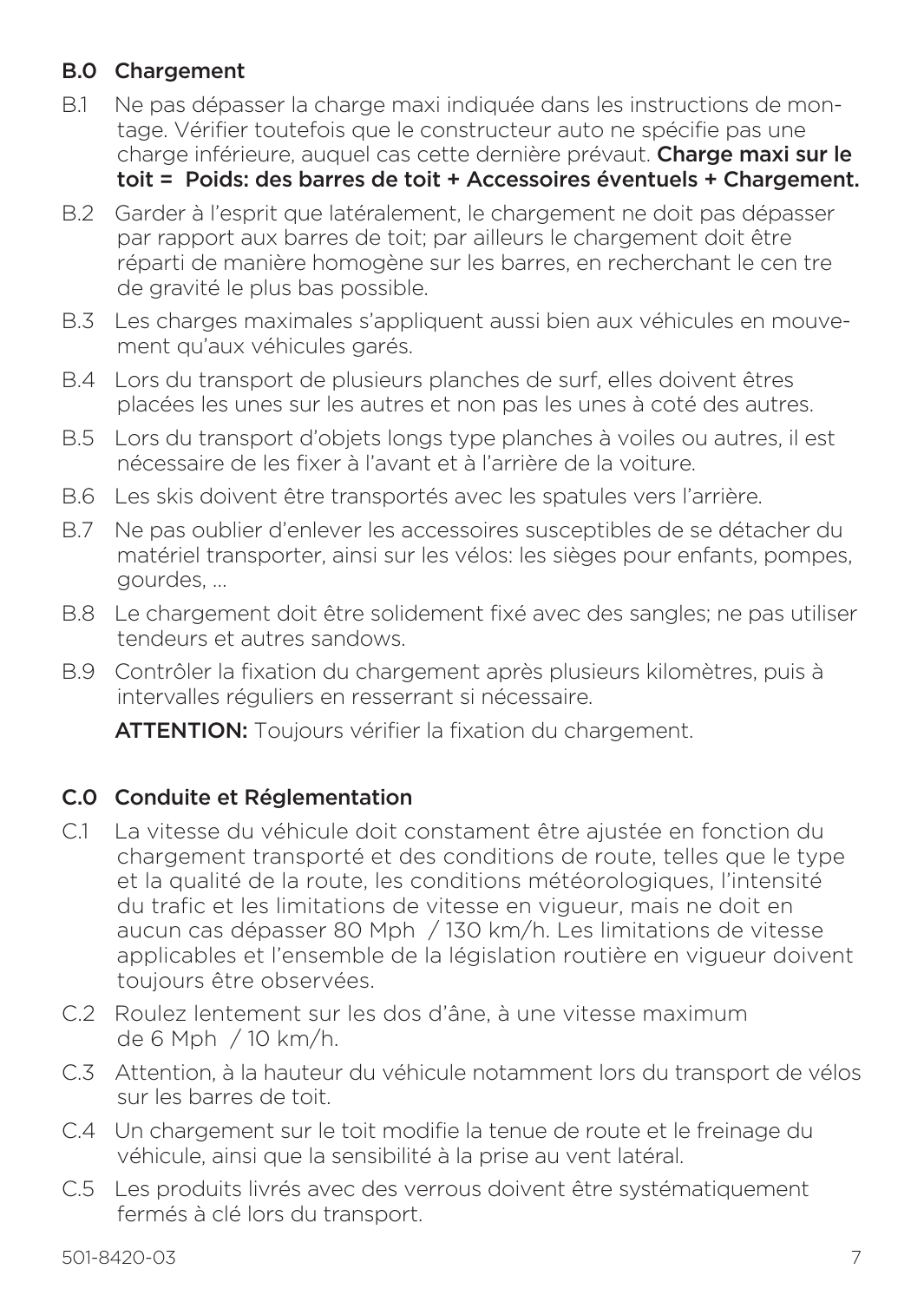## B.0 Chargement

B.1 Ne pas dépasser la charge maxi indiquée dans les instructions de montage. Vérifier toutefois que le constructeur auto ne spécifie pas une charge inférieure, auquel cas cette dernière prévaut. **Charge maxi sur le toit = Poids: des barres de toit + Accessoires éventuels + Chargement.**

B.2 Garder à l'esprit que latéralement, le chargement ne doit pas dépasser par rapport aux barres de toit; par ailleurs le chargement doit être réparti de manière homogène sur les barres, en recherchant le cen tre de gravité le plus bas possible.

B.3 Les charges maximales s'appliquent aussi bien aux véhicules en mouvement qu'aux véhicules garés.

B.4 Lors du transport de plusieurs planches de surf, elles doivent êtres placées les unes sur les autres et non pas les unes à coté des autres.

B.5 Lors du transport d'objets longs type planches à voiles ou autres, il est nécessaire de les fixer à l'avant et à l'arrière de la voiture.

B.6 Les skis doivent être transportés avec les spatules vers l'arrière.

B.7 Ne pas oublier d'enlever les accessoires susceptibles de se détacher du matériel transporter, ainsi sur les vélos: les sièges pour enfants, pompes, gourdes, ...

B.8 Le chargement doit être solidement fixé avec des sangles; ne pas utiliser tendeurs et autres sandows.

B.9 Contrôler la fixation du chargement après plusieurs kilomètres, puis à intervalles réguliers en resserrant si nécessaire.

**ATTENTION:** Toujours vérifier la fixation du chargement.

## C.0 Conduite et Réglementation

C.1 La vitesse du véhicule doit constament être ajustée en fonction du chargement transporté et des conditions de route, telles que le type et la qualité de la route, les conditions météorologiques, l'intensité du trafic et les limitations de vitesse en vigueur, mais ne doit en aucun cas dépasser 80 Mph / 130 km/h. Les limitations de vitesse applicables et l'ensemble de la législation routière en vigueur doivent toujours être observées.

C.2 Roulez lentement sur les dos d'âne, à une vitesse maximum de 6 Mph / 10 km/h.

C.3 Attention, à la hauteur du véhicule notamment lors du transport de vélos sur les barres de toit.

C.4 Un chargement sur le toit modifie la tenue de route et le freinage du véhicule, ainsi que la sensibilité à la prise au vent latéral.

C.5 Les produits livrés avec des verrous doivent être systématiquement fermés à clé lors du transport.

501-8420-03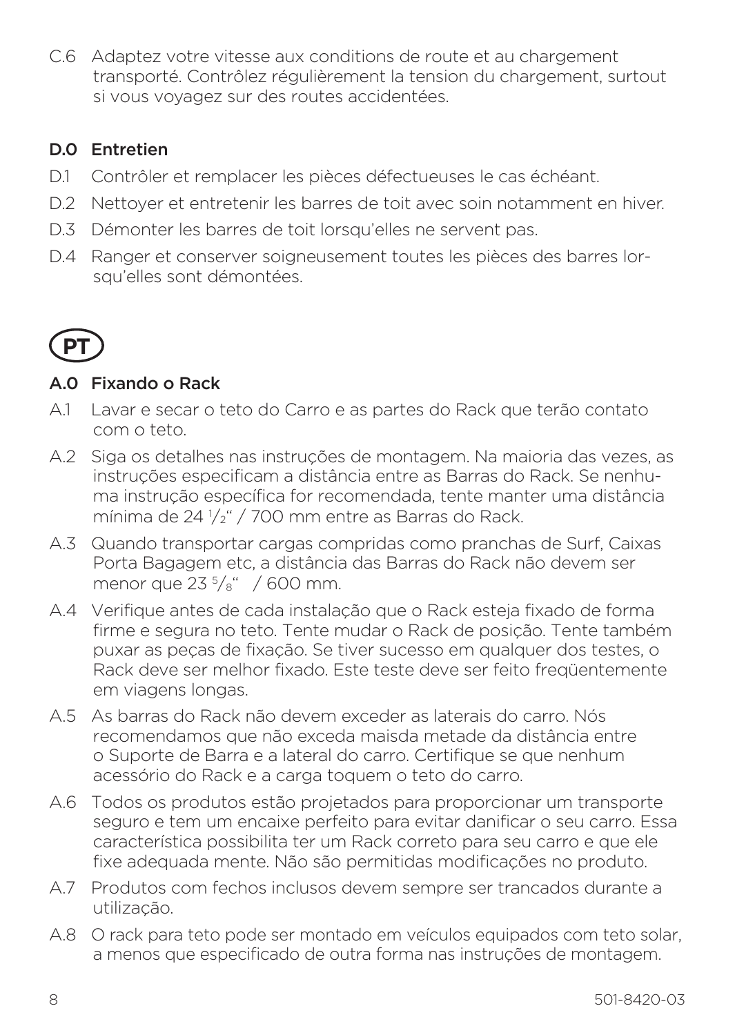C.6 Adaptez votre vitesse aux conditions de route et au chargement transporté. Contrôlez régulièrement la tension du chargement, surtout si vous voyagez sur des routes accidentées.

## D.0 Entretien

D.1 Contrôler et remplacer les pièces défectueuses le cas échéant.

D.2 Nettoyer et entretenir les barres de toit avec soin notamment en hiver.

D.3 Démonter les barres de toit lorsqu'elles ne servent pas.

D.4 Ranger et conserver soigneusement toutes les pièces des barres lorsqu'elles sont démontées.

# PT

## A.0 Fixando o Rack

A.1 Lavar e secar o teto do Carro e as partes do Rack que terão contato com o teto.

A.2 Siga os detalhes nas instruções de montagem. Na maioria das vezes, as instruções especificam a distância entre as Barras do Rack. Se nenhuma instrução específica for recomendada, tente manter uma distância mínima de 24 $^{1}/_{2}$" / 700 mm entre as Barras do Rack.

A.3 Quando transportar cargas compridas como pranchas de Surf, Caixas Porta Bagagem etc, a distância das Barras do Rack não devem ser menor que 23 $^{5}/_{8}$" / 600 mm.

A.4 Verifique antes de cada instalação que o Rack esteja fixado de forma firme e segura no teto. Tente mudar o Rack de posição. Tente também puxar as peças de fixação. Se tiver sucesso em qualquer dos testes, o Rack deve ser melhor fixado. Este teste deve ser feito freqüentemente em viagens longas.

A.5 As barras do Rack não devem exceder as laterais do carro. Nós recomendamos que não exceda maisda metade da distância entre o Suporte de Barra e a lateral do carro. Certifique se que nenhum acessório do Rack e a carga toquem o teto do carro.

A.6 Todos os produtos estão projetados para proporcionar um transporte seguro e tem um encaixe perfeito para evitar danificar o seu carro. Essa característica possibilita ter um Rack correto para seu carro e que ele fixe adequada mente. Não são permitidas modificações no produto.

A.7 Produtos com fechos inclusos devem sempre ser trancados durante a utilização.

A.8 O rack para teto pode ser montado em veículos equipados com teto solar, a menos que especificado de outra forma nas instruções de montagem.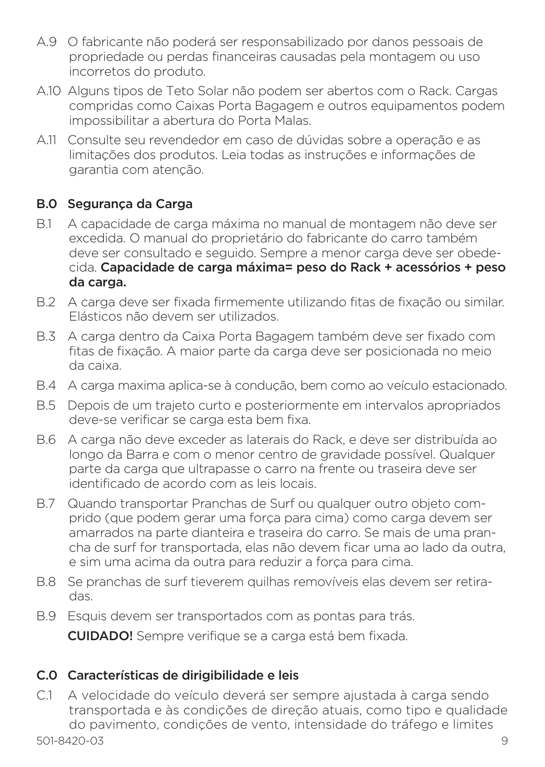A.9 O fabricante não poderá ser responsabilizado por danos pessoais de propriedade ou perdas financeiras causadas pela montagem ou uso incorretos do produto.

A.10 Alguns tipos de Teto Solar não podem ser abertos com o Rack. Cargas compridas como Caixas Porta Bagagem e outros equipamentos podem impossibilitar a abertura do Porta Malas.

A.11 Consulte seu revendedor em caso de dúvidas sobre a operação e as limitações dos produtos. Leia todas as instruções e informações de garantia com atenção.

## B.0 Segurança da Carga

B.1 A capacidade de carga máxima no manual de montagem não deve ser excedida. O manual do proprietário do fabricante do carro também deve ser consultado e seguido. Sempre a menor carga deve ser obedecida. **Capacidade de carga máxima= peso do Rack + acessórios + peso da carga.**

B.2 A carga deve ser fixada firmemente utilizando fitas de fixação ou similar. Elásticos não devem ser utilizados.

B.3 A carga dentro da Caixa Porta Bagagem também deve ser fixado com fitas de fixação. A maior parte da carga deve ser posicionada no meio da caixa.

B.4 A carga maxima aplica-se à condução, bem como ao veículo estacionado.

B.5 Depois de um trajeto curto e posteriormente em intervalos apropriados deve-se verificar se carga esta bem fixa.

B.6 A carga não deve exceder as laterais do Rack, e deve ser distribuída ao longo da Barra e com o menor centro de gravidade possível. Qualquer parte da carga que ultrapasse o carro na frente ou traseira deve ser identificado de acordo com as leis locais.

B.7 Quando transportar Pranchas de Surf ou qualquer outro objeto comprido (que podem gerar uma força para cima) como carga devem ser amarrados na parte dianteira e traseira do carro. Se mais de uma prancha de surf for transportada, elas não devem ficar uma ao lado da outra, e sim uma acima da outra para reduzir a força para cima.

B.8 Se pranchas de surf tieverem quilhas removíveis elas devem ser retiradas.

B.9 Esquis devem ser transportados com as pontas para trás.

**CUIDADO!** Sempre verifique se a carga está bem fixada.

## C.0 Características de dirigibilidade e leis

C.1 A velocidade do veículo deverá ser sempre ajustada à carga sendo transportada e às condições de direção atuais, como tipo e qualidade do pavimento, condições de vento, intensidade do tráfego e limites

501-8420-03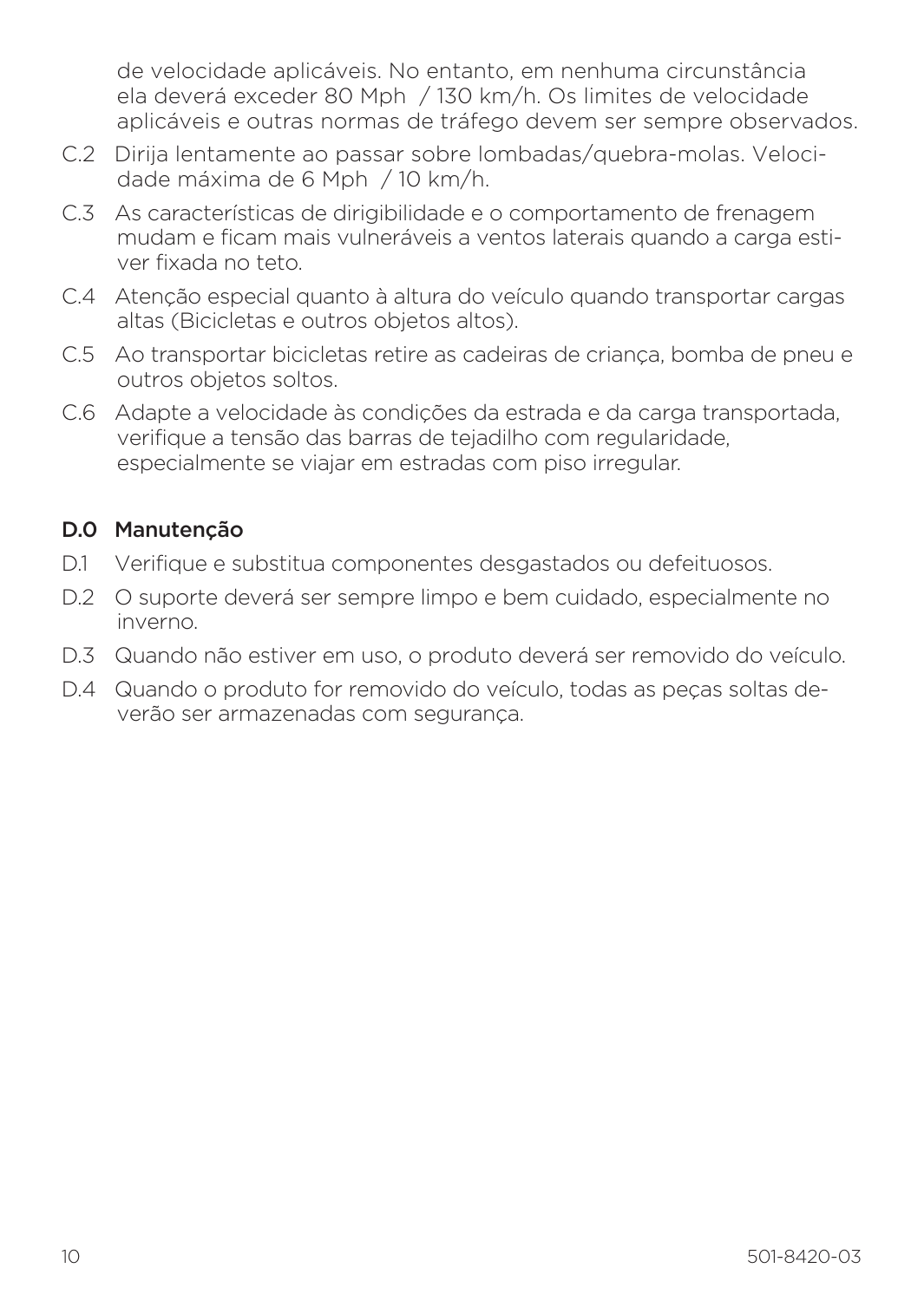de velocidade aplicáveis. No entanto, em nenhuma circunstância ela deverá exceder 80 Mph / 130 km/h. Os limites de velocidade aplicáveis e outras normas de tráfego devem ser sempre observados.

C.2 Dirija lentamente ao passar sobre lombadas/quebra-molas. Velocidade máxima de 6 Mph / 10 km/h.

C.3 As características de dirigibilidade e o comportamento de frenagem mudam e ficam mais vulneráveis a ventos laterais quando a carga estiver fixada no teto.

C.4 Atenção especial quanto à altura do veículo quando transportar cargas altas (Bicicletas e outros objetos altos).

C.5 Ao transportar bicicletas retire as cadeiras de criança, bomba de pneu e outros objetos soltos.

C.6 Adapte a velocidade às condições da estrada e da carga transportada, verifique a tensão das barras de tejadilho com regularidade, especialmente se viajar em estradas com piso irregular.

## D.0 Manutenção

D.1 Verifique e substitua componentes desgastados ou defeituosos.

D.2 O suporte deverá ser sempre limpo e bem cuidado, especialmente no inverno.

D.3 Quando não estiver em uso, o produto deverá ser removido do veículo.

D.4 Quando o produto for removido do veículo, todas as peças soltas deverão ser armazenadas com segurança.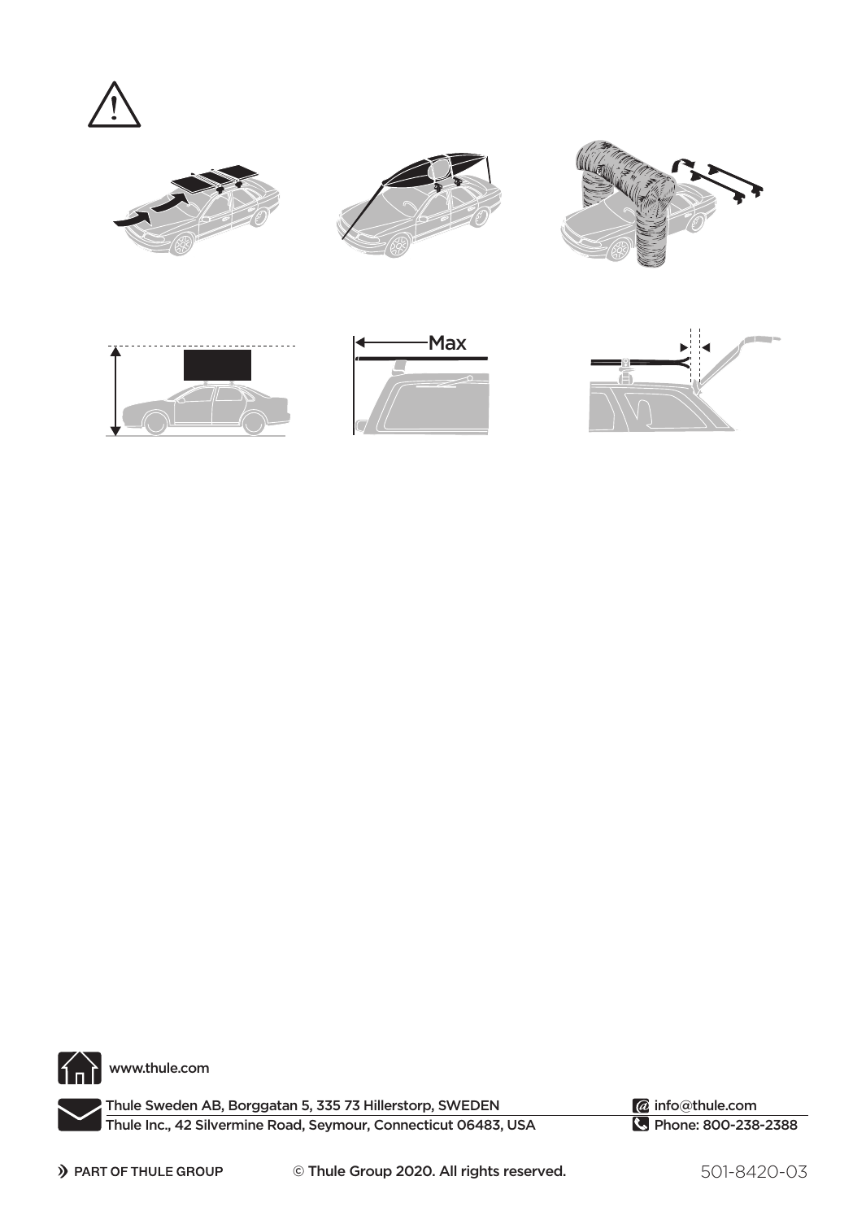Max

www.thule.com

Thule Sweden AB, Borggatan 5, 335 73 Hillerstorp, SWEDEN

Thule Inc., 42 Silvermine Road, Seymour, Connecticut 06483, USA

info@thule.com

Phone: 800-238-2388

PART OF THULE GROUP

© Thule Group 2020. All rights reserved.

501-8420-03